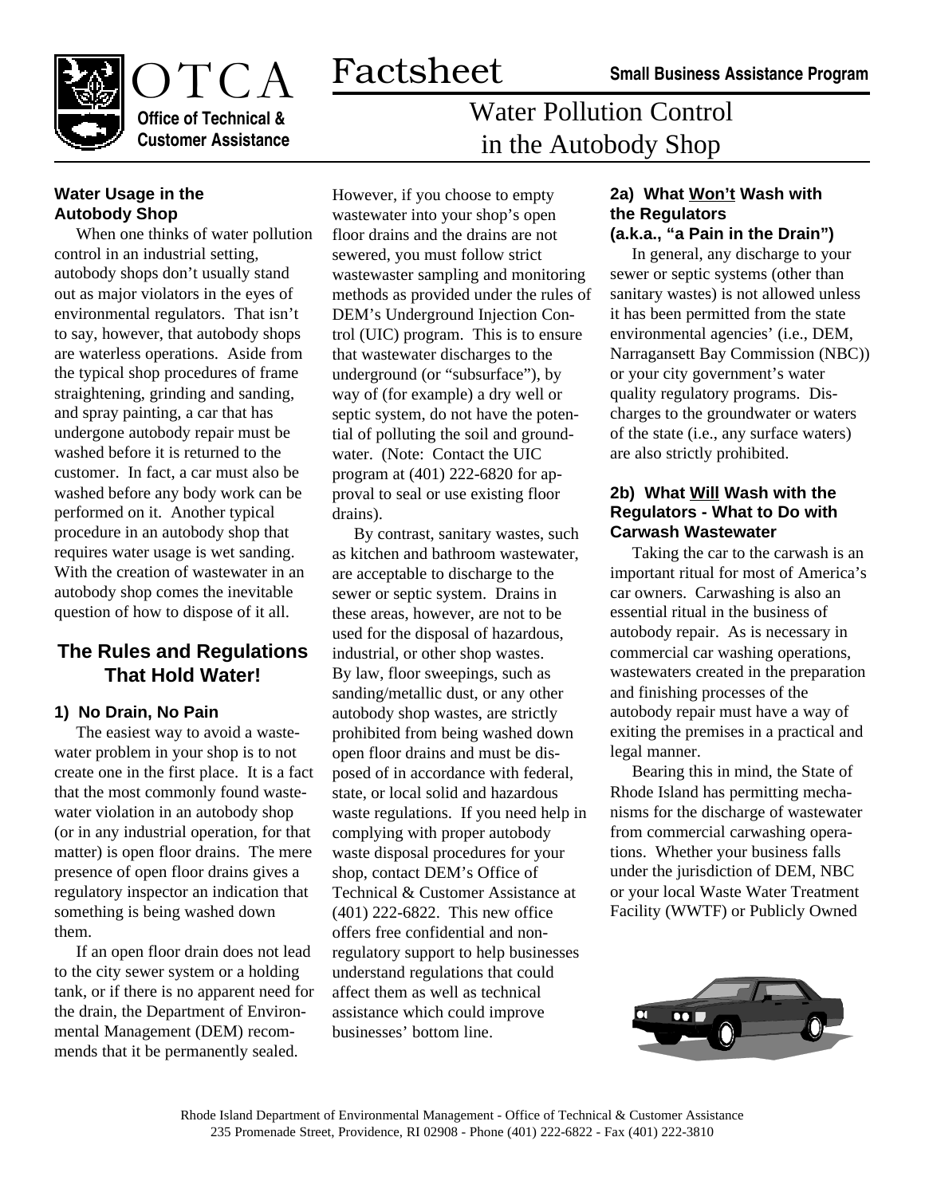# OTCA Factsheet

**Office of Technical & Customer Assistance**

**Small Business Assistance Program**

## Water Pollution Control in the Autobody Shop

### Water Usage in the Autobody Shop

When one thinks of water pollution control in an industrial setting, autobody shops don't usually stand out as major violators in the eyes of environmental regulators. That isn't to say, however, that autobody shops are waterless operations. Aside from the typical shop procedures of frame straightening, grinding and sanding, and spray painting, a car that has undergone autobody repair must be washed before it is returned to the customer. In fact, a car must also be washed before any body work can be performed on it. Another typical procedure in an autobody shop that requires water usage is wet sanding. With the creation of wastewater in an autobody shop comes the inevitable question of how to dispose of it all.

## The Rules and Regulations That Hold Water!

### 1) No Drain, No Pain

The easiest way to avoid a wastewater problem in your shop is to not create one in the first place. It is a fact that the most commonly found wastewater violation in an autobody shop (or in any industrial operation, for that matter) is open floor drains. The mere presence of open floor drains gives a regulatory inspector an indication that something is being washed down them.

If an open floor drain does not lead to the city sewer system or a holding tank, or if there is no apparent need for the drain, the Department of Environmental Management (DEM) recommends that it be permanently sealed. However, if you choose to empty wastewater into your shop's open floor drains and the drains are not sewered, you must follow strict wastewaster sampling and monitoring methods as provided under the rules of DEM's Underground Injection Control (UIC) program. This is to ensure that wastewater discharges to the underground (or "subsurface"), by way of (for example) a dry well or septic system, do not have the potential of polluting the soil and groundwater. (Note: Contact the UIC program at (401) 222-6820 for approval to seal or use existing floor drains).

By contrast, sanitary wastes, such as kitchen and bathroom wastewater, are acceptable to discharge to the sewer or septic system. Drains in these areas, however, are not to be used for the disposal of hazardous, industrial, or other shop wastes. By law, floor sweepings, such as sanding/metallic dust, or any other autobody shop wastes, are strictly prohibited from being washed down open floor drains and must be disposed of in accordance with federal, state, or local solid and hazardous waste regulations. If you need help in complying with proper autobody waste disposal procedures for your shop, contact DEM's Office of Technical & Customer Assistance at (401) 222-6822. This new office offers free confidential and non-regulatory support to help businesses understand regulations that could affect them as well as technical assistance which could improve businesses' bottom line.

### 2a) What Won't Wash with the Regulators (a.k.a., "a Pain in the Drain")

In general, any discharge to your sewer or septic systems (other than sanitary wastes) is not allowed unless it has been permitted from the state environmental agencies' (i.e., DEM, Narragansett Bay Commission (NBC)) or your city government's water quality regulatory programs. Discharges to the groundwater or waters of the state (i.e., any surface waters) are also strictly prohibited.

### 2b) What Will Wash with the Regulators - What to Do with Carwash Wastewater

Taking the car to the carwash is an important ritual for most of America's car owners. Carwashing is also an essential ritual in the business of autobody repair. As is necessary in commercial car washing operations, wastewaters created in the preparation and finishing processes of the autobody repair must have a way of exiting the premises in a practical and legal manner.

Bearing this in mind, the State of Rhode Island has permitting mechanisms for the discharge of wastewater from commercial carwashing operations. Whether your business falls under the jurisdiction of DEM, NBC or your local Waste Water Treatment Facility (WWTF) or Publicly Owned

Rhode Island Department of Environmental Management - Office of Technical & Customer Assistance
235 Promenade Street, Providence, RI 02908 - Phone (401) 222-6822 - Fax (401) 222-3810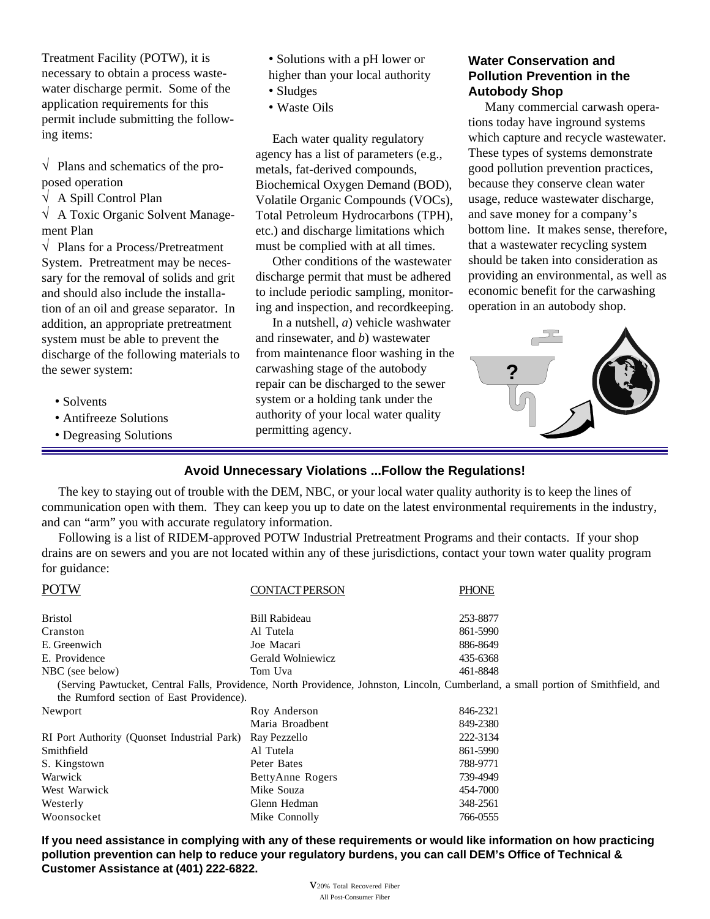Treatment Facility (POTW), it is necessary to obtain a process wastewater discharge permit. Some of the application requirements for this permit include submitting the following items:

√ Plans and schematics of the proposed operation

√ A Spill Control Plan

√ A Toxic Organic Solvent Management Plan

√ Plans for a Process/Pretreatment System. Pretreatment may be necessary for the removal of solids and grit and should also include the installation of an oil and grease separator. In addition, an appropriate pretreatment system must be able to prevent the discharge of the following materials to the sewer system:

- Solvents
- Antifreeze Solutions
- Degreasing Solutions
- Solutions with a pH lower or higher than your local authority
- Sludges
- Waste Oils

Each water quality regulatory agency has a list of parameters (e.g., metals, fat-derived compounds, Biochemical Oxygen Demand (BOD), Volatile Organic Compounds (VOCs), Total Petroleum Hydrocarbons (TPH), etc.) and discharge limitations which must be complied with at all times.

Other conditions of the wastewater discharge permit that must be adhered to include periodic sampling, monitoring and inspection, and recordkeeping.

In a nutshell, *a*) vehicle washwater and rinsewater, and *b*) wastewater from maintenance floor washing in the carwashing stage of the autobody repair can be discharged to the sewer system or a holding tank under the authority of your local water quality permitting agency.

### Water Conservation and Pollution Prevention in the Autobody Shop

Many commercial carwash operations today have inground systems which capture and recycle wastewater. These types of systems demonstrate good pollution prevention practices, because they conserve clean water usage, reduce wastewater discharge, and save money for a company's bottom line. It makes sense, therefore, that a wastewater recycling system should be taken into consideration as providing an environmental, as well as economic benefit for the carwashing operation in an autobody shop.

?

### Avoid Unnecessary Violations ...Follow the Regulations!

The key to staying out of trouble with the DEM, NBC, or your local water quality authority is to keep the lines of communication open with them. They can keep you up to date on the latest environmental requirements in the industry, and can "arm" you with accurate regulatory information.

Following is a list of RIDEM-approved POTW Industrial Pretreatment Programs and their contacts. If your shop drains are on sewers and you are not located within any of these jurisdictions, contact your town water quality program for guidance:

| POTW | CONTACT PERSON | PHONE |
|---|---|---|
| Bristol | Bill Rabideau | 253-8877 |
| Cranston | Al Tutela | 861-5990 |
| E. Greenwich | Joe Macari | 886-8649 |
| E. Providence | Gerald Wolniewicz | 435-6368 |
| NBC (see below) | Tom Uva | 461-8848 |
| (Serving Pawtucket, Central Falls, Providence, North Providence, Johnston, Lincoln, Cumberland, a small portion of Smithfield, and the Rumford section of East Providence). | | |
| Newport | Roy Anderson | 846-2321 |
| | Maria Broadbent | 849-2380 |
| RI Port Authority (Quonset Industrial Park) | Ray Pezzello | 222-3134 |
| Smithfield | Al Tutela | 861-5990 |
| S. Kingstown | Peter Bates | 788-9771 |
| Warwick | BettyAnne Rogers | 739-4949 |
| West Warwick | Mike Souza | 454-7000 |
| Westerly | Glenn Hedman | 348-2561 |
| Woonsocket | Mike Connolly | 766-0555 |

**If you need assistance in complying with any of these requirements or would like information on how practicing pollution prevention can help to reduce your regulatory burdens, you can call DEM's Office of Technical & Customer Assistance at (401) 222-6822.**

V20% Total Recovered Fiber
All Post-Consumer Fiber